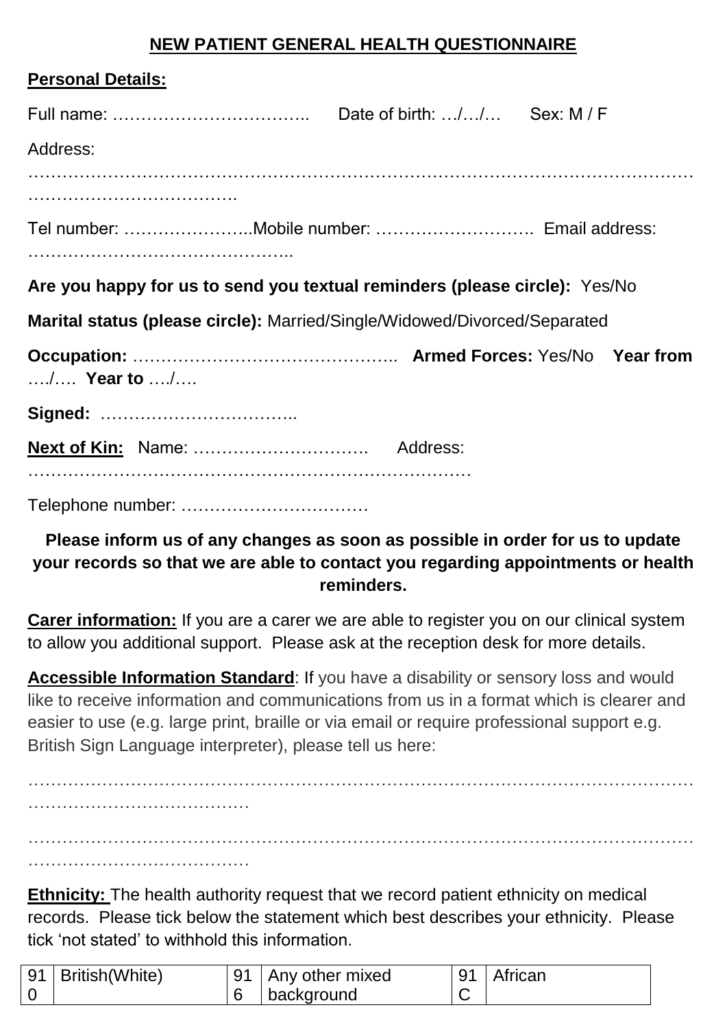# NEW PATIENT GENERAL HEALTH QUESTIONNAIRE

## Personal Details:

Full name: …………………………….. Date of birth: …/…/… Sex: M / F

Address:

…………………………………………………………………………………………………………………………………….

Tel number: …………………..Mobile number: ………………………. Email address: ………………………………………..

**Are you happy for us to send you textual reminders (please circle):** Yes/No

**Marital status (please circle):** Married/Single/Widowed/Divorced/Separated

**Occupation:** ……………………………………….. **Armed Forces:** Yes/No **Year from** …./…. **Year to** …./….

**Signed:** ……………………………..

**Next of Kin:** Name: …………………………. Address: ……………………………………………………………………

Telephone number: ……………………………

**Please inform us of any changes as soon as possible in order for us to update your records so that we are able to contact you regarding appointments or health reminders.**

**Carer information:** If you are a carer we are able to register you on our clinical system to allow you additional support. Please ask at the reception desk for more details.

**Accessible Information Standard**: If you have a disability or sensory loss and would like to receive information and communications from us in a format which is clearer and easier to use (e.g. large print, braille or via email or require professional support e.g. British Sign Language interpreter), please tell us here:

……………………………………………………………………………………………………………………………………

……………………………………………………………………………………………………………………………………

**Ethnicity:** The health authority request that we record patient ethnicity on medical records. Please tick below the statement which best describes your ethnicity. Please tick 'not stated' to withhold this information.

| 910 | British(White) | 916 | Any other mixed background | 91C | African |
|---|---|---|---|---|---|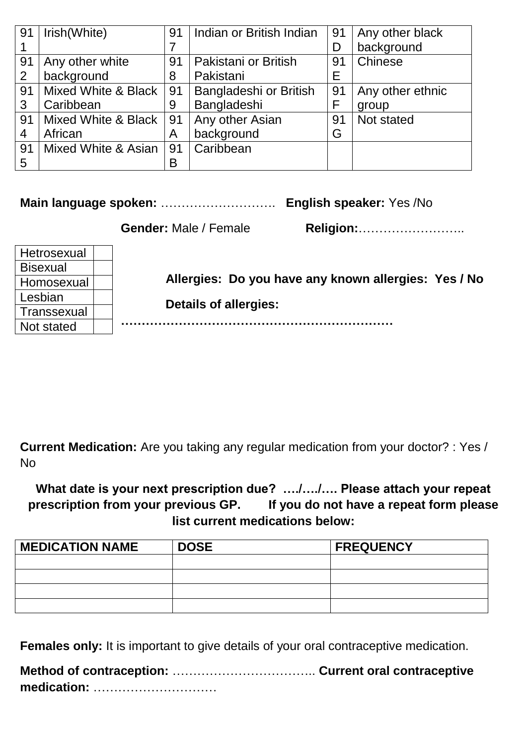| 911 | Irish(White) | 917 | Indian or British Indian | 91D | Any other black background |
|---|---|---|---|---|---|
| 912 | Any other white background | 918 | Pakistani or British Pakistani | 91E | Chinese |
| 913 | Mixed White & Black Caribbean | 919 | Bangladeshi or British Bangladeshi | 91F | Any other ethnic group |
| 914 | Mixed White & Black African | 91A | Any other Asian background | 91G | Not stated |
| 915 | Mixed White & Asian | 91B | Caribbean | | |

**Main language spoken:** ………………………. **English speaker:** Yes /No

**Gender:** Male / Female **Religion:**……………………..

| Hetrosexual | |
|---|---|
| Bisexual | |
| Homosexual | |
| Lesbian | |
| Transsexual | |
| Not stated | |

**Allergies: Do you have any known allergies: Yes / No**

**Details of allergies:**

**…………………………………………………………**

**Current Medication:** Are you taking any regular medication from your doctor? : Yes / No

**What date is your next prescription due? …./…./…. Please attach your repeat prescription from your previous GP. If you do not have a repeat form please list current medications below:**

| MEDICATION NAME | DOSE | FREQUENCY |
|---|---|---|
| | | |
| | | |
| | | |
| | | |

**Females only:** It is important to give details of your oral contraceptive medication.

**Method of contraception:** …………………………….. **Current oral contraceptive medication:** …………………………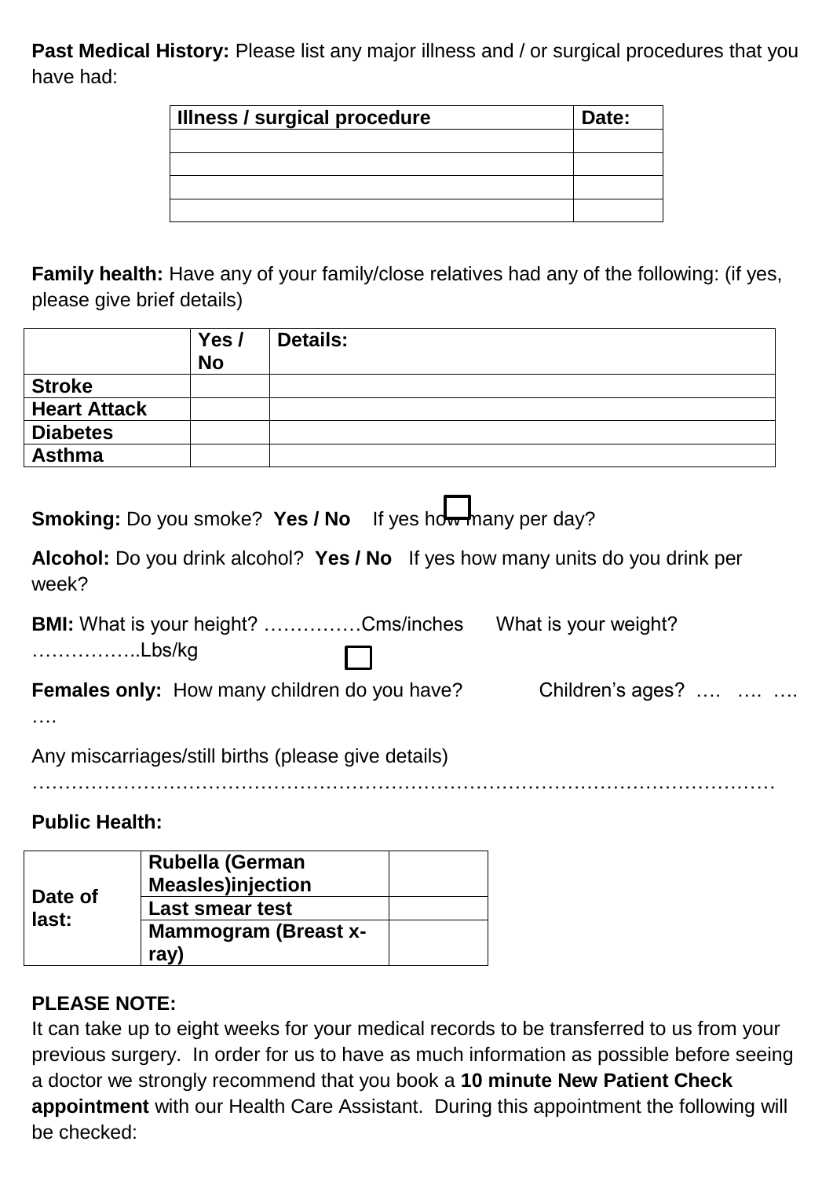**Past Medical History:** Please list any major illness and / or surgical procedures that you have had:

| Illness / surgical procedure | Date: |
| --- | --- |
| | |
| | |
| | |
| | |

**Family health:** Have any of your family/close relatives had any of the following: (if yes, please give brief details)

| | Yes / No | Details: |
| --- | --- | --- |
| **Stroke** | | |
| **Heart Attack** | | |
| **Diabetes** | | |
| **Asthma** | | |

**Smoking:** Do you smoke? **Yes / No** If yes how many per day?

**Alcohol:** Do you drink alcohol? **Yes / No** If yes how many units do you drink per week?

**BMI:** What is your height? ……………Cms/inches What is your weight? ……………..Lbs/kg

**Females only:** How many children do you have? Children's ages? …. …. …. ….

Any miscarriages/still births (please give details) ……………………………………………………………………………………………………

**Public Health:**

| Date of last: | | |
| --- | --- | --- |
| | **Rubella (German Measles)injection** | |
| | **Last smear test** | |
| | **Mammogram (Breast x-ray)** | |

**PLEASE NOTE:**

It can take up to eight weeks for your medical records to be transferred to us from your previous surgery. In order for us to have as much information as possible before seeing a doctor we strongly recommend that you book a **10 minute New Patient Check appointment** with our Health Care Assistant. During this appointment the following will be checked: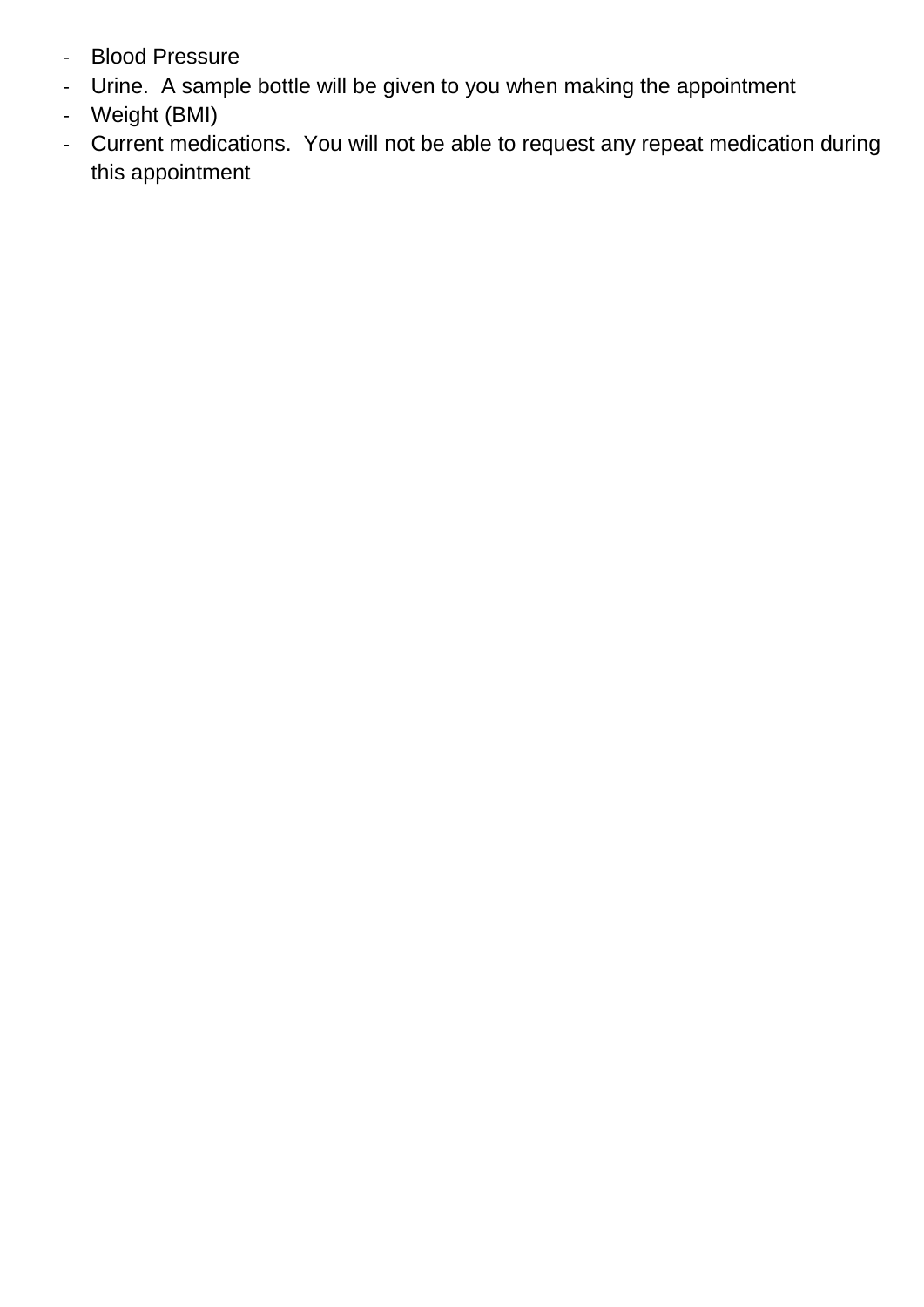- Blood Pressure
- Urine.  A sample bottle will be given to you when making the appointment
- Weight (BMI)
- Current medications.  You will not be able to request any repeat medication during this appointment